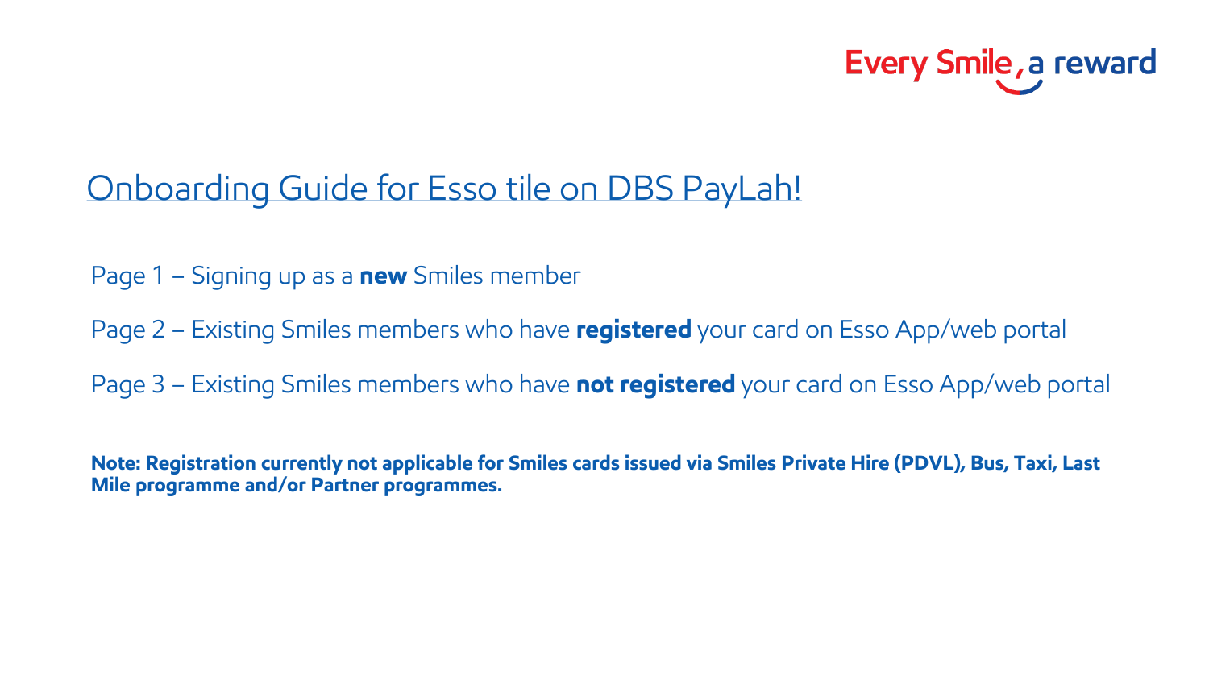Every Smile, a reward

# Onboarding Guide for Esso tile on DBS PayLah!

Page 1 – Signing up as a **new** Smiles member

Page 2 – Existing Smiles members who have **registered** your card on Esso App/web portal

Page 3 – Existing Smiles members who have **not registered** your card on Esso App/web portal

**Note: Registration currently not applicable for Smiles cards issued via Smiles Private Hire (PDVL), Bus, Taxi, Last Mile programme and/or Partner programmes.**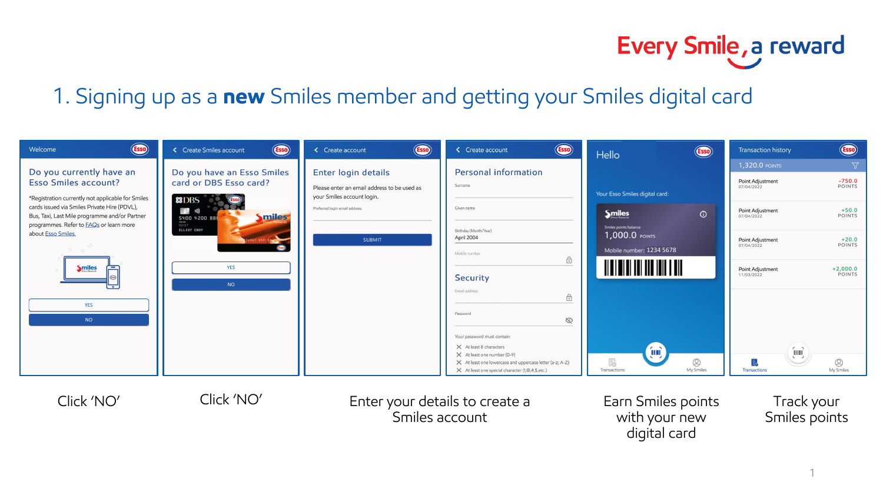Every Smile, a reward

# 1. Signing up as a **new** Smiles member and getting your Smiles digital card

| Welcome | Create Smiles account | Create account | Create account | Hello | Transaction history |
| --- | --- | --- | --- | --- | --- |
| Do you currently have an Esso Smiles account? | Do you have an Esso Smiles card or DBS Esso card? | Enter login details | Personal information | Your Esso Smiles digital card: | 1,320.0 POINTS |
| *Registration currently not applicable for Smiles cards issued via Smiles Private Hire (PDVL), Bus, Taxi, Last Mile programme and/or Partner programmes. Refer to FAQs or learn more about Esso Smiles. | YES / NO | Please enter an email address to be used as your Smiles account login. | Surname / Given name / Birthday (Month/Year) April 2004 / Mobile number | Smiles points balance 1,000.0 POINTS | Point Adjustment 07/04/2022 -750.0 POINTS |
| YES / NO | | Preferred login email address | Security: Email address / Password | Mobile number: 1234 5678 | Point Adjustment 07/04/2022 +50.0 POINTS |
| | | SUBMIT | Your password must contain: At least 8 characters; At least one number (0-9); At least one lowercase and uppercase letter (a-z; A-Z); At least one special character (!,@,#,$,etc.) | Transactions / My Smiles | Point Adjustment 07/04/2022 +20.0 POINTS |
| | | | | | Point Adjustment 11/03/2022 +2,000.0 POINTS |
| Click 'NO' | Click 'NO' | Enter your details to create a Smiles account | | Earn Smiles points with your new digital card | Track your Smiles points |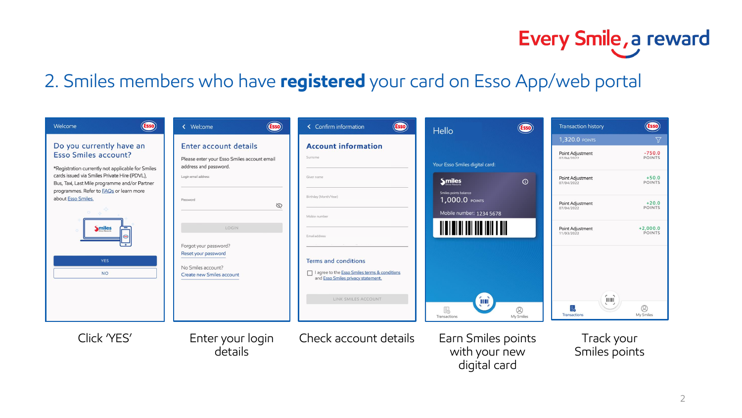Every Smile, a reward

## 2. Smiles members who have **registered** your card on Esso App/web portal

| Click 'YES' | Enter your login details | Check account details | Earn Smiles points with your new digital card | Track your Smiles points |
|---|---|---|---|---|

**Welcome**

Do you currently have an Esso Smiles account?

*Registration currently not applicable for Smiles cards issued via Smiles Private Hire (PDVL), Bus, Taxi, Last Mile programme and/or Partner programmes. Refer to FAQs or learn more about Esso Smiles.

YES

NO

Click 'YES'

**Welcome**

Enter account details

Please enter your Esso Smiles account email address and password.

Login email address

Password

LOGIN

Forgot your password?
Reset your password

No Smiles account?
Create new Smiles account

Enter your login details

**Confirm information**

Account information

Surname

Given name

Birthday (Month/Year)

Mobile number

Email address

Terms and conditions

I agree to the Esso Smiles terms & conditions and Esso Smiles privacy statement.

LINK SMILES ACCOUNT

Check account details

**Hello**

Your Esso Smiles digital card:

Smiles points balance
1,000.0 POINTS

Mobile number: 1234 5678

Transactions | My Smiles

Earn Smiles points with your new digital card

**Transaction history**

1,320.0 POINTS

| Transaction | Points |
|---|---|
| Point Adjustment 07/04/2022 | -750.0 POINTS |
| Point Adjustment 07/04/2022 | +50.0 POINTS |
| Point Adjustment 07/04/2022 | +20.0 POINTS |
| Point Adjustment 11/03/2022 | +2,000.0 POINTS |

Transactions | My Smiles

Track your Smiles points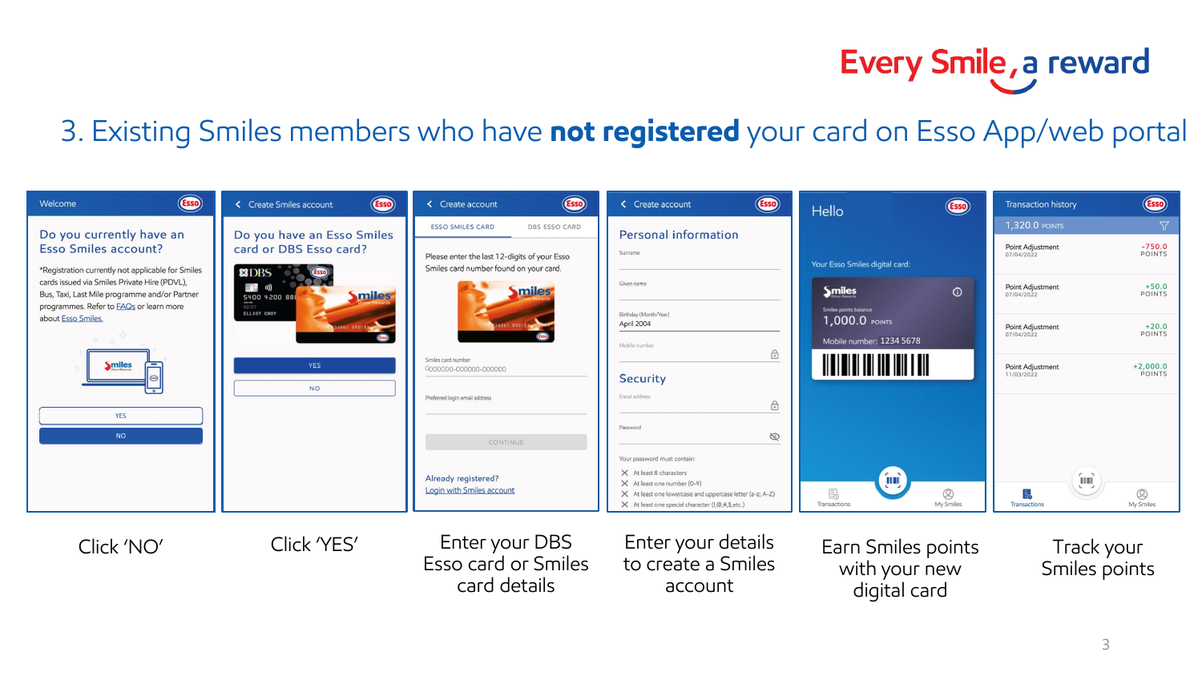Every Smile, a reward

# 3. Existing Smiles members who have **not registered** your card on Esso App/web portal

Click 'NO'

Click 'YES'

Enter your DBS Esso card or Smiles card details

Enter your details to create a Smiles account

Earn Smiles points with your new digital card

Track your Smiles points